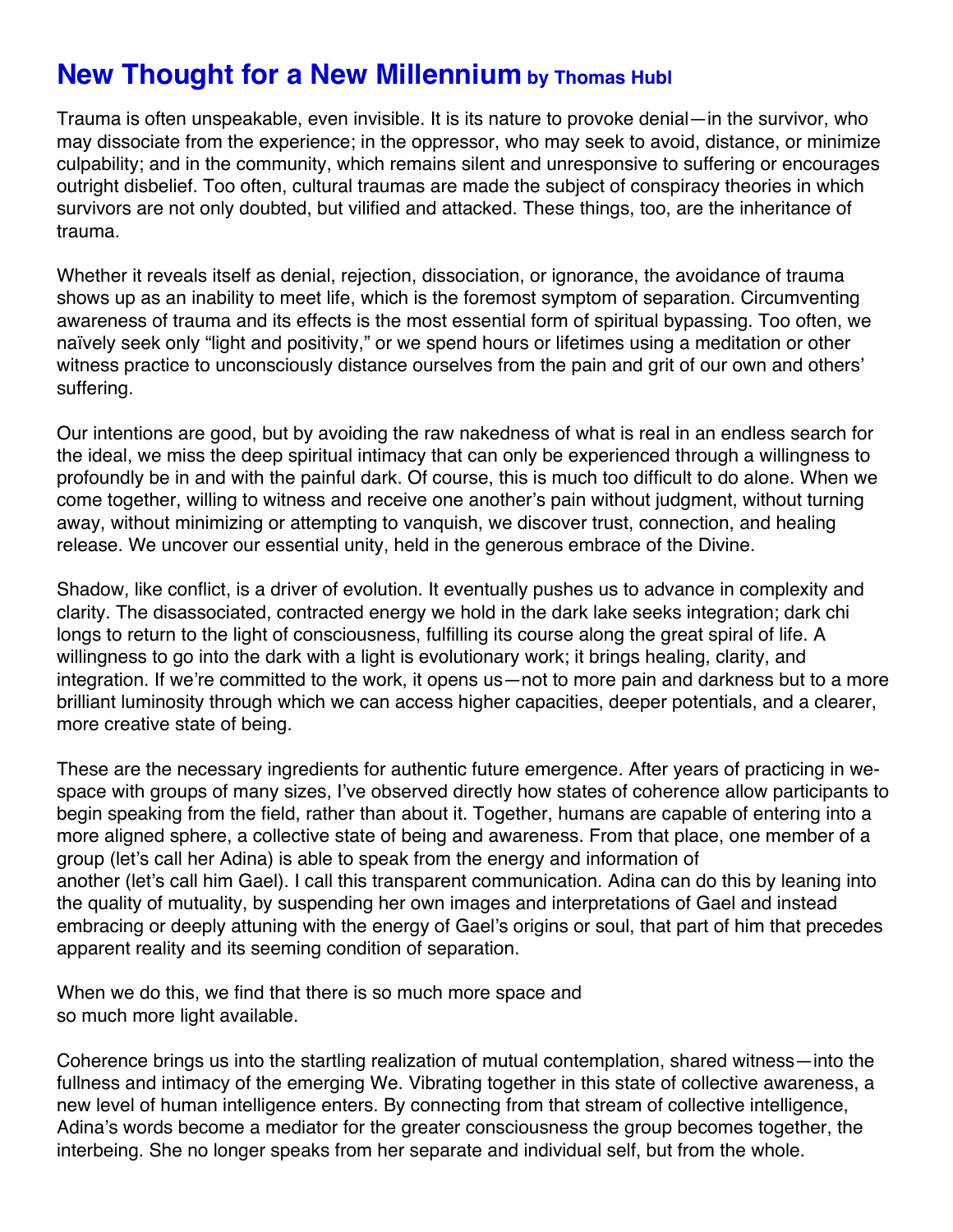# New Thought for a New Millennium by Thomas Hubl

Trauma is often unspeakable, even invisible. It is its nature to provoke denial—in the survivor, who may dissociate from the experience; in the oppressor, who may seek to avoid, distance, or minimize culpability; and in the community, which remains silent and unresponsive to suffering or encourages outright disbelief. Too often, cultural traumas are made the subject of conspiracy theories in which survivors are not only doubted, but vilified and attacked. These things, too, are the inheritance of trauma.

Whether it reveals itself as denial, rejection, dissociation, or ignorance, the avoidance of trauma shows up as an inability to meet life, which is the foremost symptom of separation. Circumventing awareness of trauma and its effects is the most essential form of spiritual bypassing. Too often, we naïvely seek only "light and positivity," or we spend hours or lifetimes using a meditation or other witness practice to unconsciously distance ourselves from the pain and grit of our own and others' suffering.

Our intentions are good, but by avoiding the raw nakedness of what is real in an endless search for the ideal, we miss the deep spiritual intimacy that can only be experienced through a willingness to profoundly be in and with the painful dark. Of course, this is much too difficult to do alone. When we come together, willing to witness and receive one another's pain without judgment, without turning away, without minimizing or attempting to vanquish, we discover trust, connection, and healing release. We uncover our essential unity, held in the generous embrace of the Divine.

Shadow, like conflict, is a driver of evolution. It eventually pushes us to advance in complexity and clarity. The disassociated, contracted energy we hold in the dark lake seeks integration; dark chi longs to return to the light of consciousness, fulfilling its course along the great spiral of life. A willingness to go into the dark with a light is evolutionary work; it brings healing, clarity, and integration. If we're committed to the work, it opens us—not to more pain and darkness but to a more brilliant luminosity through which we can access higher capacities, deeper potentials, and a clearer, more creative state of being.

These are the necessary ingredients for authentic future emergence. After years of practicing in we-space with groups of many sizes, I've observed directly how states of coherence allow participants to begin speaking from the field, rather than about it. Together, humans are capable of entering into a more aligned sphere, a collective state of being and awareness. From that place, one member of a group (let's call her Adina) is able to speak from the energy and information of another (let's call him Gael). I call this transparent communication. Adina can do this by leaning into the quality of mutuality, by suspending her own images and interpretations of Gael and instead embracing or deeply attuning with the energy of Gael's origins or soul, that part of him that precedes apparent reality and its seeming condition of separation.

When we do this, we find that there is so much more space and so much more light available.

Coherence brings us into the startling realization of mutual contemplation, shared witness—into the fullness and intimacy of the emerging We. Vibrating together in this state of collective awareness, a new level of human intelligence enters. By connecting from that stream of collective intelligence, Adina's words become a mediator for the greater consciousness the group becomes together, the interbeing. She no longer speaks from her separate and individual self, but from the whole.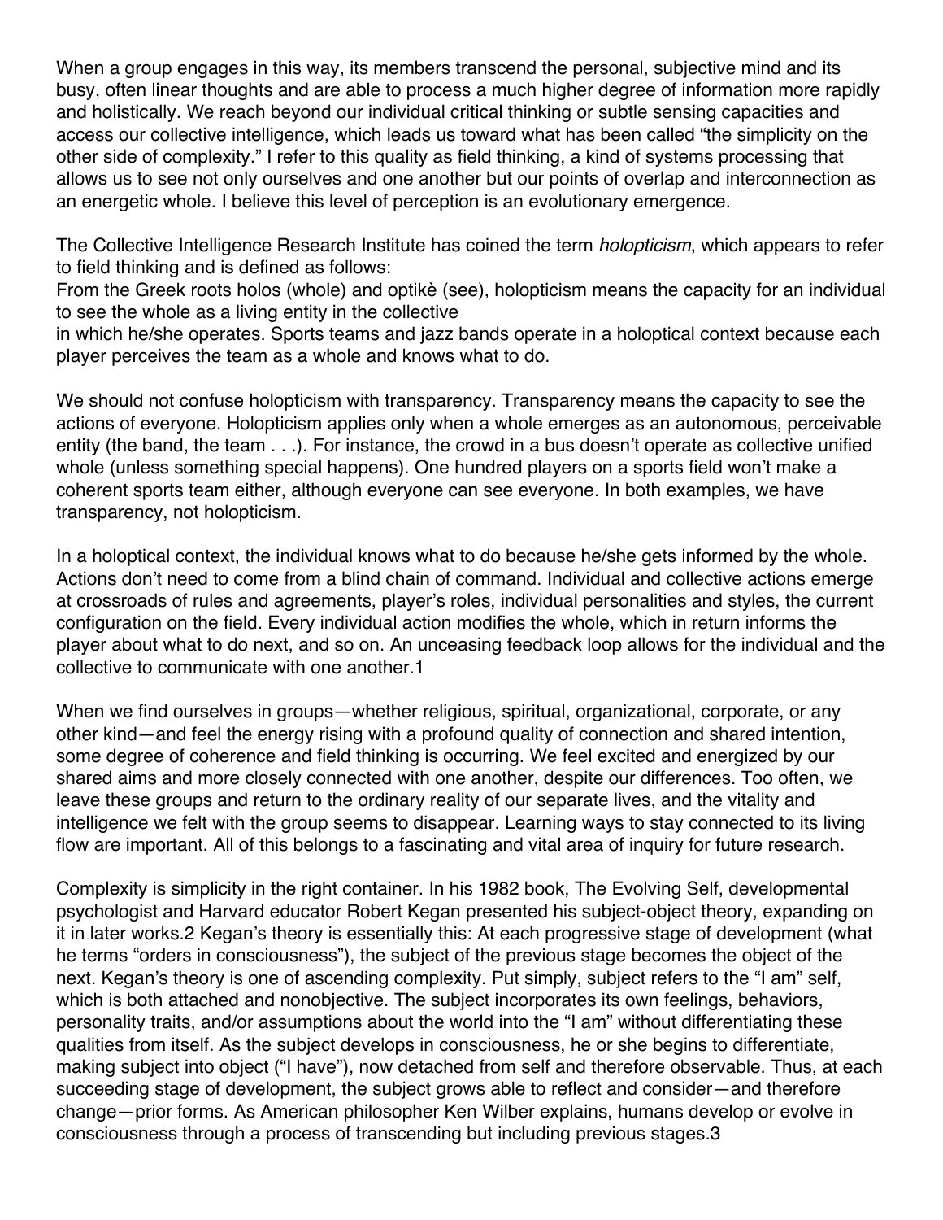When a group engages in this way, its members transcend the personal, subjective mind and its busy, often linear thoughts and are able to process a much higher degree of information more rapidly and holistically. We reach beyond our individual critical thinking or subtle sensing capacities and access our collective intelligence, which leads us toward what has been called "the simplicity on the other side of complexity." I refer to this quality as field thinking, a kind of systems processing that allows us to see not only ourselves and one another but our points of overlap and interconnection as an energetic whole. I believe this level of perception is an evolutionary emergence.

The Collective Intelligence Research Institute has coined the term *holopticism*, which appears to refer to field thinking and is defined as follows:

From the Greek roots holos (whole) and optikè (see), holopticism means the capacity for an individual to see the whole as a living entity in the collective in which he/she operates. Sports teams and jazz bands operate in a holoptical context because each player perceives the team as a whole and knows what to do.

We should not confuse holopticism with transparency. Transparency means the capacity to see the actions of everyone. Holopticism applies only when a whole emerges as an autonomous, perceivable entity (the band, the team . . .). For instance, the crowd in a bus doesn't operate as collective unified whole (unless something special happens). One hundred players on a sports field won't make a coherent sports team either, although everyone can see everyone. In both examples, we have transparency, not holopticism.

In a holoptical context, the individual knows what to do because he/she gets informed by the whole. Actions don't need to come from a blind chain of command. Individual and collective actions emerge at crossroads of rules and agreements, player's roles, individual personalities and styles, the current configuration on the field. Every individual action modifies the whole, which in return informs the player about what to do next, and so on. An unceasing feedback loop allows for the individual and the collective to communicate with one another.[1]

When we find ourselves in groups—whether religious, spiritual, organizational, corporate, or any other kind—and feel the energy rising with a profound quality of connection and shared intention, some degree of coherence and field thinking is occurring. We feel excited and energized by our shared aims and more closely connected with one another, despite our differences. Too often, we leave these groups and return to the ordinary reality of our separate lives, and the vitality and intelligence we felt with the group seems to disappear. Learning ways to stay connected to its living flow are important. All of this belongs to a fascinating and vital area of inquiry for future research.

Complexity is simplicity in the right container. In his 1982 book, The Evolving Self, developmental psychologist and Harvard educator Robert Kegan presented his subject-object theory, expanding on it in later works.[2] Kegan's theory is essentially this: At each progressive stage of development (what he terms "orders in consciousness"), the subject of the previous stage becomes the object of the next. Kegan's theory is one of ascending complexity. Put simply, subject refers to the "I am" self, which is both attached and nonobjective. The subject incorporates its own feelings, behaviors, personality traits, and/or assumptions about the world into the "I am" without differentiating these qualities from itself. As the subject develops in consciousness, he or she begins to differentiate, making subject into object ("I have"), now detached from self and therefore observable. Thus, at each succeeding stage of development, the subject grows able to reflect and consider—and therefore change—prior forms. As American philosopher Ken Wilber explains, humans develop or evolve in consciousness through a process of transcending but including previous stages.[3]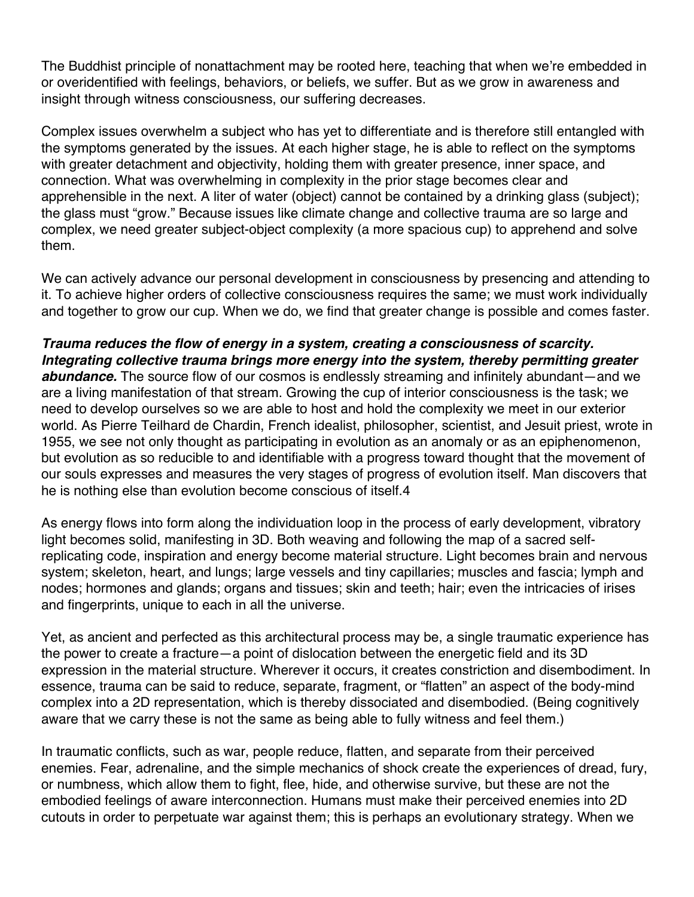The Buddhist principle of nonattachment may be rooted here, teaching that when we're embedded in or overidentified with feelings, behaviors, or beliefs, we suffer. But as we grow in awareness and insight through witness consciousness, our suffering decreases.

Complex issues overwhelm a subject who has yet to differentiate and is therefore still entangled with the symptoms generated by the issues. At each higher stage, he is able to reflect on the symptoms with greater detachment and objectivity, holding them with greater presence, inner space, and connection. What was overwhelming in complexity in the prior stage becomes clear and apprehensible in the next. A liter of water (object) cannot be contained by a drinking glass (subject); the glass must "grow." Because issues like climate change and collective trauma are so large and complex, we need greater subject-object complexity (a more spacious cup) to apprehend and solve them.

We can actively advance our personal development in consciousness by presencing and attending to it. To achieve higher orders of collective consciousness requires the same; we must work individually and together to grow our cup. When we do, we find that greater change is possible and comes faster.

***Trauma reduces the flow of energy in a system, creating a consciousness of scarcity. Integrating collective trauma brings more energy into the system, thereby permitting greater abundance.*** The source flow of our cosmos is endlessly streaming and infinitely abundant—and we are a living manifestation of that stream. Growing the cup of interior consciousness is the task; we need to develop ourselves so we are able to host and hold the complexity we meet in our exterior world. As Pierre Teilhard de Chardin, French idealist, philosopher, scientist, and Jesuit priest, wrote in 1955, we see not only thought as participating in evolution as an anomaly or as an epiphenomenon, but evolution as so reducible to and identifiable with a progress toward thought that the movement of our souls expresses and measures the very stages of progress of evolution itself. Man discovers that he is nothing else than evolution become conscious of itself.[4]

As energy flows into form along the individuation loop in the process of early development, vibratory light becomes solid, manifesting in 3D. Both weaving and following the map of a sacred self-replicating code, inspiration and energy become material structure. Light becomes brain and nervous system; skeleton, heart, and lungs; large vessels and tiny capillaries; muscles and fascia; lymph and nodes; hormones and glands; organs and tissues; skin and teeth; hair; even the intricacies of irises and fingerprints, unique to each in all the universe.

Yet, as ancient and perfected as this architectural process may be, a single traumatic experience has the power to create a fracture—a point of dislocation between the energetic field and its 3D expression in the material structure. Wherever it occurs, it creates constriction and disembodiment. In essence, trauma can be said to reduce, separate, fragment, or "flatten" an aspect of the body-mind complex into a 2D representation, which is thereby dissociated and disembodied. (Being cognitively aware that we carry these is not the same as being able to fully witness and feel them.)

In traumatic conflicts, such as war, people reduce, flatten, and separate from their perceived enemies. Fear, adrenaline, and the simple mechanics of shock create the experiences of dread, fury, or numbness, which allow them to fight, flee, hide, and otherwise survive, but these are not the embodied feelings of aware interconnection. Humans must make their perceived enemies into 2D cutouts in order to perpetuate war against them; this is perhaps an evolutionary strategy. When we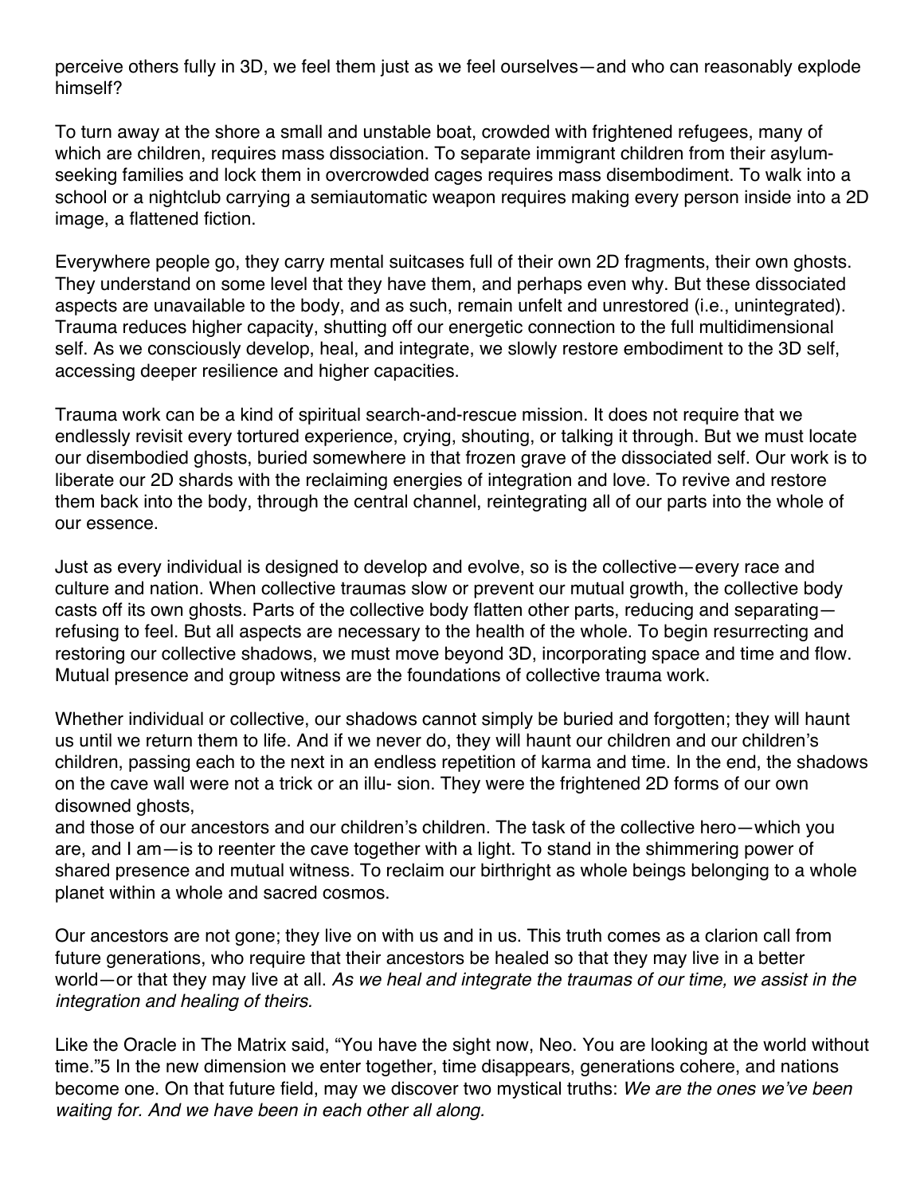perceive others fully in 3D, we feel them just as we feel ourselves—and who can reasonably explode himself?

To turn away at the shore a small and unstable boat, crowded with frightened refugees, many of which are children, requires mass dissociation. To separate immigrant children from their asylum-seeking families and lock them in overcrowded cages requires mass disembodiment. To walk into a school or a nightclub carrying a semiautomatic weapon requires making every person inside into a 2D image, a flattened fiction.

Everywhere people go, they carry mental suitcases full of their own 2D fragments, their own ghosts. They understand on some level that they have them, and perhaps even why. But these dissociated aspects are unavailable to the body, and as such, remain unfelt and unrestored (i.e., unintegrated). Trauma reduces higher capacity, shutting off our energetic connection to the full multidimensional self. As we consciously develop, heal, and integrate, we slowly restore embodiment to the 3D self, accessing deeper resilience and higher capacities.

Trauma work can be a kind of spiritual search-and-rescue mission. It does not require that we endlessly revisit every tortured experience, crying, shouting, or talking it through. But we must locate our disembodied ghosts, buried somewhere in that frozen grave of the dissociated self. Our work is to liberate our 2D shards with the reclaiming energies of integration and love. To revive and restore them back into the body, through the central channel, reintegrating all of our parts into the whole of our essence.

Just as every individual is designed to develop and evolve, so is the collective—every race and culture and nation. When collective traumas slow or prevent our mutual growth, the collective body casts off its own ghosts. Parts of the collective body flatten other parts, reducing and separating—refusing to feel. But all aspects are necessary to the health of the whole. To begin resurrecting and restoring our collective shadows, we must move beyond 3D, incorporating space and time and flow. Mutual presence and group witness are the foundations of collective trauma work.

Whether individual or collective, our shadows cannot simply be buried and forgotten; they will haunt us until we return them to life. And if we never do, they will haunt our children and our children's children, passing each to the next in an endless repetition of karma and time. In the end, the shadows on the cave wall were not a trick or an illu- sion. They were the frightened 2D forms of our own disowned ghosts,
and those of our ancestors and our children's children. The task of the collective hero—which you are, and I am—is to reenter the cave together with a light. To stand in the shimmering power of shared presence and mutual witness. To reclaim our birthright as whole beings belonging to a whole planet within a whole and sacred cosmos.

Our ancestors are not gone; they live on with us and in us. This truth comes as a clarion call from future generations, who require that their ancestors be healed so that they may live in a better world—or that they may live at all. *As we heal and integrate the traumas of our time, we assist in the integration and healing of theirs.*

Like the Oracle in The Matrix said, "You have the sight now, Neo. You are looking at the world without time."[5] In the new dimension we enter together, time disappears, generations cohere, and nations become one. On that future field, may we discover two mystical truths: *We are the ones we've been waiting for. And we have been in each other all along.*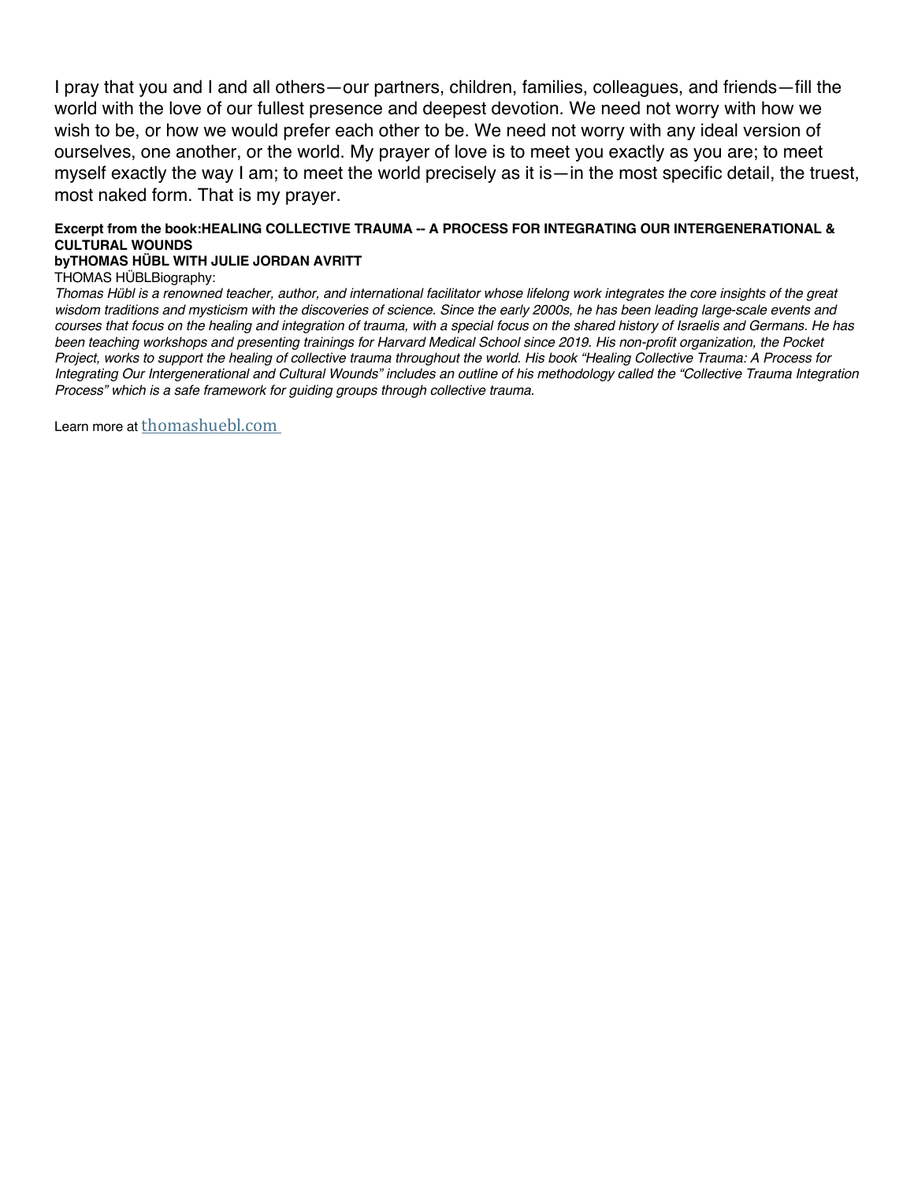I pray that you and I and all others—our partners, children, families, colleagues, and friends—fill the world with the love of our fullest presence and deepest devotion. We need not worry with how we wish to be, or how we would prefer each other to be. We need not worry with any ideal version of ourselves, one another, or the world. My prayer of love is to meet you exactly as you are; to meet myself exactly the way I am; to meet the world precisely as it is—in the most specific detail, the truest, most naked form. That is my prayer.

**Excerpt from the book:HEALING COLLECTIVE TRAUMA -- A PROCESS FOR INTEGRATING OUR INTERGENERATIONAL & CULTURAL WOUNDS**
**byTHOMAS HÜBL WITH JULIE JORDAN AVRITT**

THOMAS HÜBLBiography:

*Thomas Hübl is a renowned teacher, author, and international facilitator whose lifelong work integrates the core insights of the great wisdom traditions and mysticism with the discoveries of science. Since the early 2000s, he has been leading large-scale events and courses that focus on the healing and integration of trauma, with a special focus on the shared history of Israelis and Germans. He has been teaching workshops and presenting trainings for Harvard Medical School since 2019. His non-profit organization, the Pocket Project, works to support the healing of collective trauma throughout the world. His book "Healing Collective Trauma: A Process for Integrating Our Intergenerational and Cultural Wounds" includes an outline of his methodology called the "Collective Trauma Integration Process" which is a safe framework for guiding groups through collective trauma.*

Learn more at thomashuebl.com